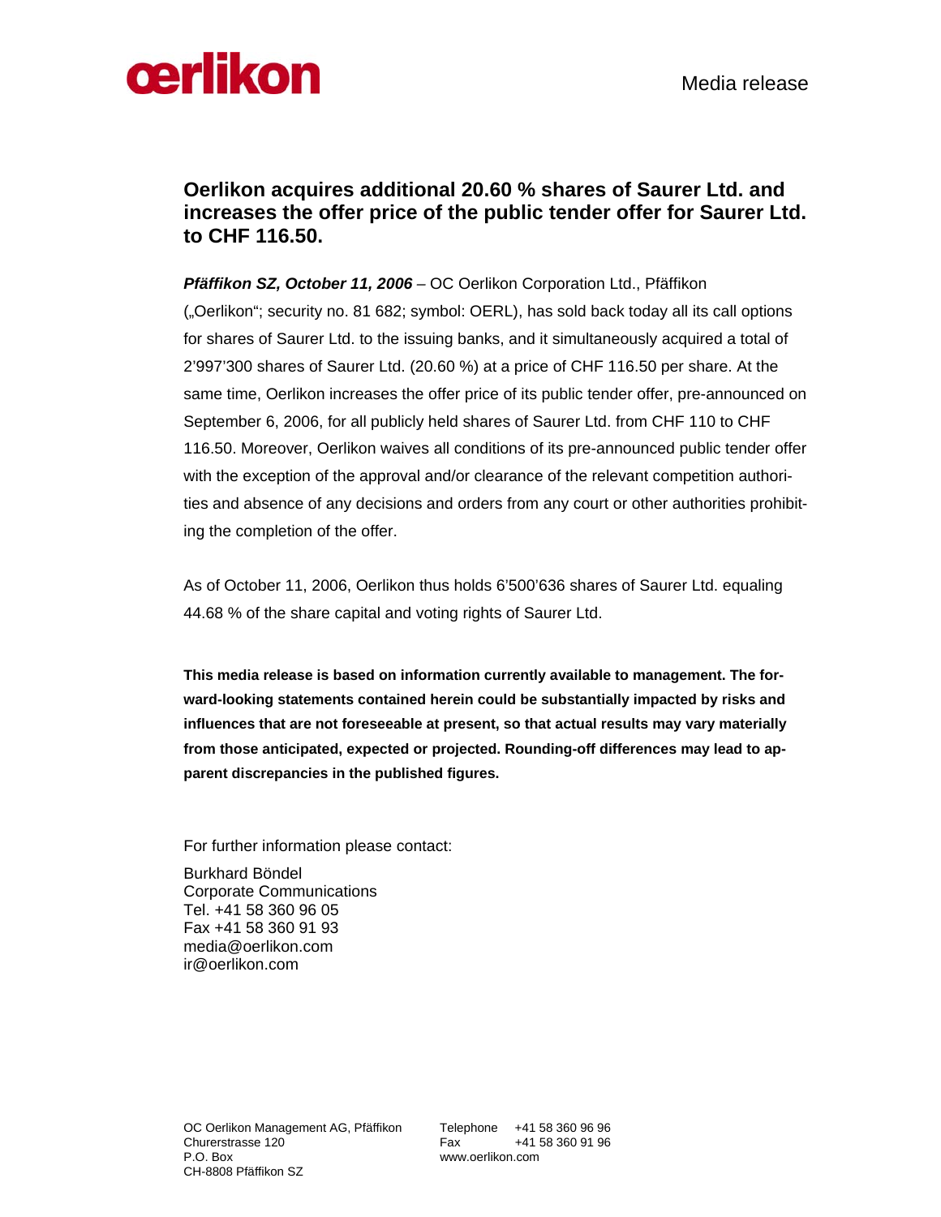Media release

# Oerlikon acquires additional 20.60 % shares of Saurer Ltd. and increases the offer price of the public tender offer for Saurer Ltd. to CHF 116.50.

***Pfäffikon SZ, October 11, 2006*** – OC Oerlikon Corporation Ltd., Pfäffikon („Oerlikon"; security no. 81 682; symbol: OERL), has sold back today all its call options for shares of Saurer Ltd. to the issuing banks, and it simultaneously acquired a total of 2'997'300 shares of Saurer Ltd. (20.60 %) at a price of CHF 116.50 per share. At the same time, Oerlikon increases the offer price of its public tender offer, pre-announced on September 6, 2006, for all publicly held shares of Saurer Ltd. from CHF 110 to CHF 116.50. Moreover, Oerlikon waives all conditions of its pre-announced public tender offer with the exception of the approval and/or clearance of the relevant competition authorities and absence of any decisions and orders from any court or other authorities prohibiting the completion of the offer.

As of October 11, 2006, Oerlikon thus holds 6'500'636 shares of Saurer Ltd. equaling 44.68 % of the share capital and voting rights of Saurer Ltd.

**This media release is based on information currently available to management. The forward-looking statements contained herein could be substantially impacted by risks and influences that are not foreseeable at present, so that actual results may vary materially from those anticipated, expected or projected. Rounding-off differences may lead to apparent discrepancies in the published figures.**

For further information please contact:

Burkhard Böndel
Corporate Communications
Tel. +41 58 360 96 05
Fax +41 58 360 91 93
media@oerlikon.com
ir@oerlikon.com

OC Oerlikon Management AG, Pfäffikon
Churerstrasse 120
P.O. Box
CH-8808 Pfäffikon SZ

Telephone +41 58 360 96 96
Fax +41 58 360 91 96
www.oerlikon.com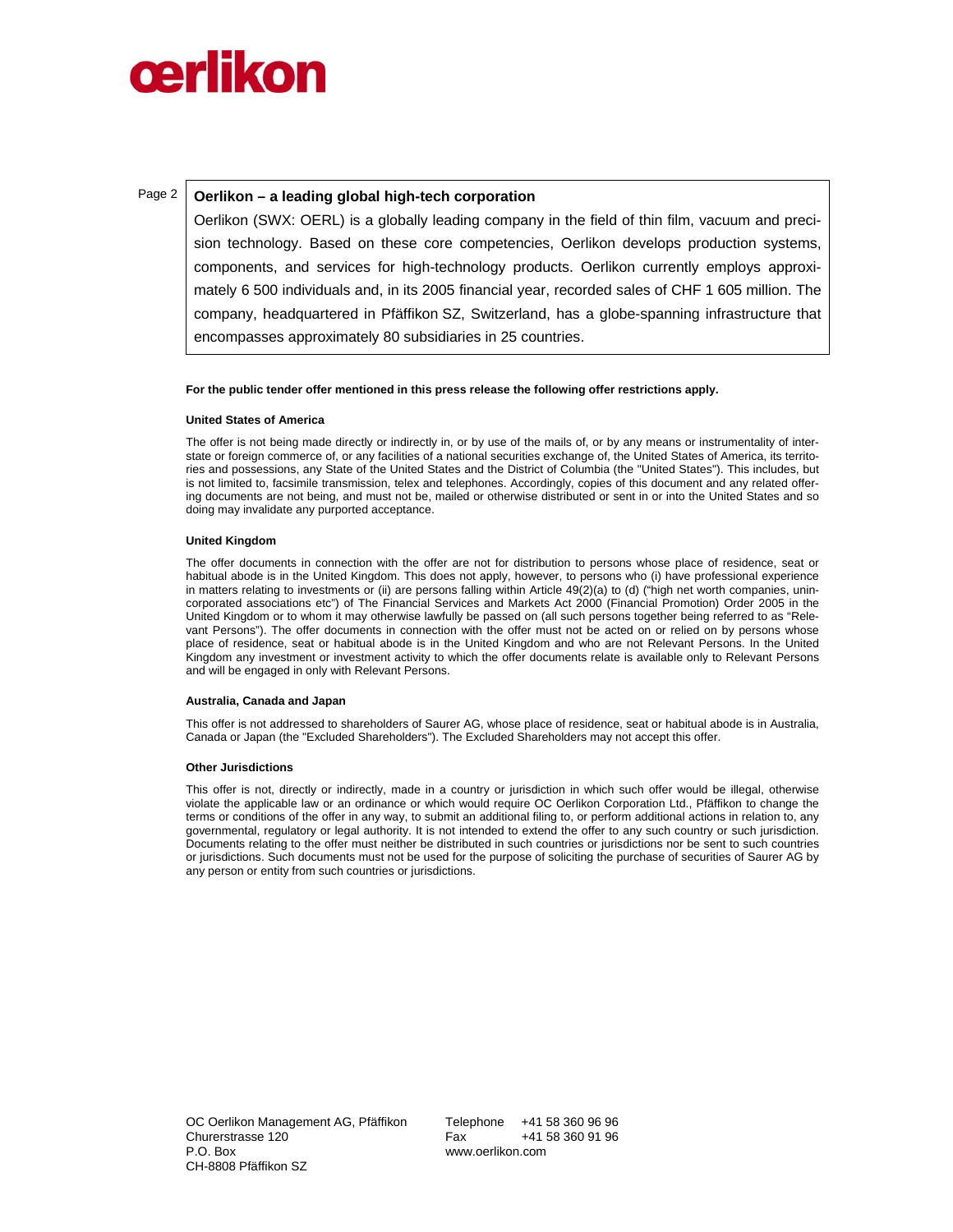**Oerlikon – a leading global high-tech corporation**

Oerlikon (SWX: OERL) is a globally leading company in the field of thin film, vacuum and precision technology. Based on these core competencies, Oerlikon develops production systems, components, and services for high-technology products. Oerlikon currently employs approximately 6 500 individuals and, in its 2005 financial year, recorded sales of CHF 1 605 million. The company, headquartered in Pfäffikon SZ, Switzerland, has a globe-spanning infrastructure that encompasses approximately 80 subsidiaries in 25 countries.

**For the public tender offer mentioned in this press release the following offer restrictions apply.**

**United States of America**

The offer is not being made directly or indirectly in, or by use of the mails of, or by any means or instrumentality of interstate or foreign commerce of, or any facilities of a national securities exchange of, the United States of America, its territories and possessions, any State of the United States and the District of Columbia (the "United States"). This includes, but is not limited to, facsimile transmission, telex and telephones. Accordingly, copies of this document and any related offering documents are not being, and must not be, mailed or otherwise distributed or sent in or into the United States and so doing may invalidate any purported acceptance.

**United Kingdom**

The offer documents in connection with the offer are not for distribution to persons whose place of residence, seat or habitual abode is in the United Kingdom. This does not apply, however, to persons who (i) have professional experience in matters relating to investments or (ii) are persons falling within Article 49(2)(a) to (d) ("high net worth companies, unincorporated associations etc") of The Financial Services and Markets Act 2000 (Financial Promotion) Order 2005 in the United Kingdom or to whom it may otherwise lawfully be passed on (all such persons together being referred to as "Relevant Persons"). The offer documents in connection with the offer must not be acted on or relied on by persons whose place of residence, seat or habitual abode is in the United Kingdom and who are not Relevant Persons. In the United Kingdom any investment or investment activity to which the offer documents relate is available only to Relevant Persons and will be engaged in only with Relevant Persons.

**Australia, Canada and Japan**

This offer is not addressed to shareholders of Saurer AG, whose place of residence, seat or habitual abode is in Australia, Canada or Japan (the "Excluded Shareholders"). The Excluded Shareholders may not accept this offer.

**Other Jurisdictions**

This offer is not, directly or indirectly, made in a country or jurisdiction in which such offer would be illegal, otherwise violate the applicable law or an ordinance or which would require OC Oerlikon Corporation Ltd., Pfäffikon to change the terms or conditions of the offer in any way, to submit an additional filing to, or perform additional actions in relation to, any governmental, regulatory or legal authority. It is not intended to extend the offer to any such country or such jurisdiction. Documents relating to the offer must neither be distributed in such countries or jurisdictions nor be sent to such countries or jurisdictions. Such documents must not be used for the purpose of soliciting the purchase of securities of Saurer AG by any person or entity from such countries or jurisdictions.